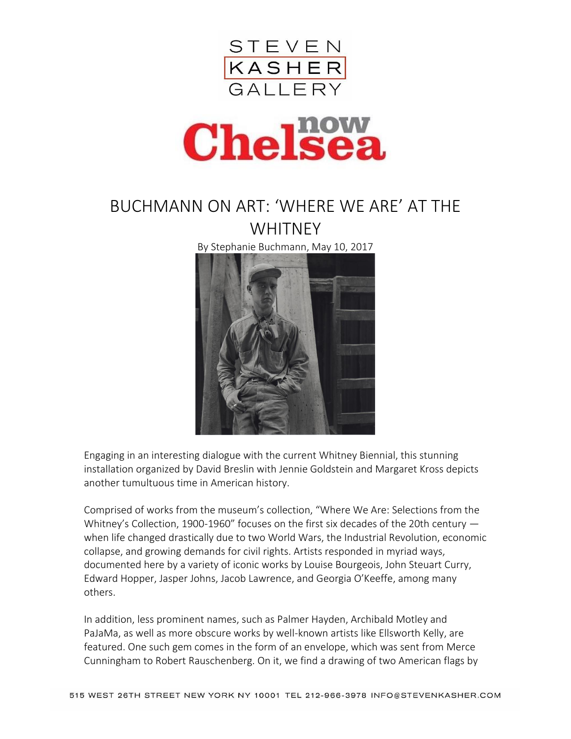STEVEN KASHER GALLERY

Chelsea now

# BUCHMANN ON ART: 'WHERE WE ARE' AT THE WHITNEY

By Stephanie Buchmann, May 10, 2017

Engaging in an interesting dialogue with the current Whitney Biennial, this stunning installation organized by David Breslin with Jennie Goldstein and Margaret Kross depicts another tumultuous time in American history.

Comprised of works from the museum's collection, "Where We Are: Selections from the Whitney's Collection, 1900-1960" focuses on the first six decades of the 20th century — when life changed drastically due to two World Wars, the Industrial Revolution, economic collapse, and growing demands for civil rights. Artists responded in myriad ways, documented here by a variety of iconic works by Louise Bourgeois, John Steuart Curry, Edward Hopper, Jasper Johns, Jacob Lawrence, and Georgia O'Keeffe, among many others.

In addition, less prominent names, such as Palmer Hayden, Archibald Motley and PaJaMa, as well as more obscure works by well-known artists like Ellsworth Kelly, are featured. One such gem comes in the form of an envelope, which was sent from Merce Cunningham to Robert Rauschenberg. On it, we find a drawing of two American flags by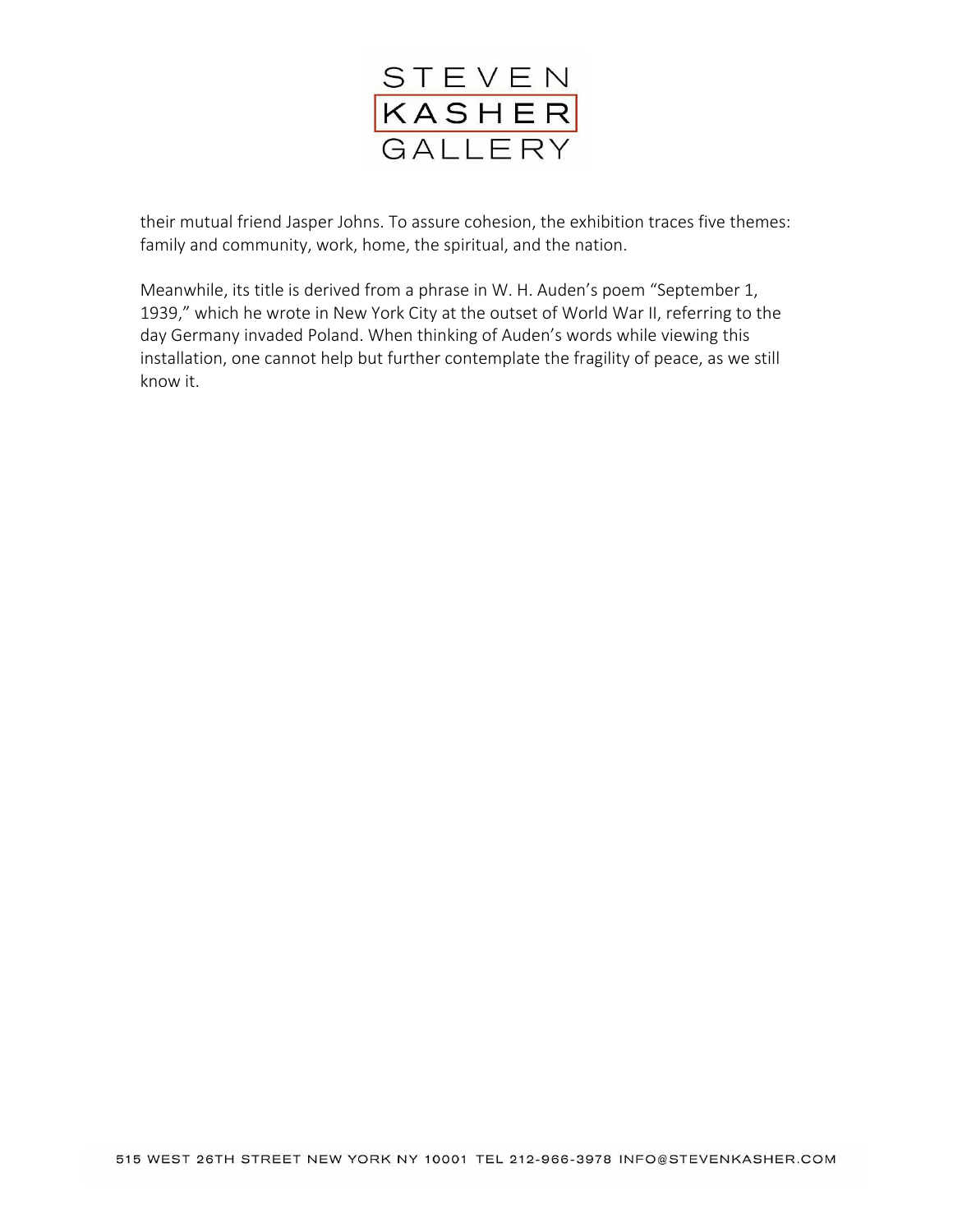their mutual friend Jasper Johns. To assure cohesion, the exhibition traces five themes: family and community, work, home, the spiritual, and the nation.

Meanwhile, its title is derived from a phrase in W. H. Auden's poem "September 1, 1939," which he wrote in New York City at the outset of World War II, referring to the day Germany invaded Poland. When thinking of Auden's words while viewing this installation, one cannot help but further contemplate the fragility of peace, as we still know it.